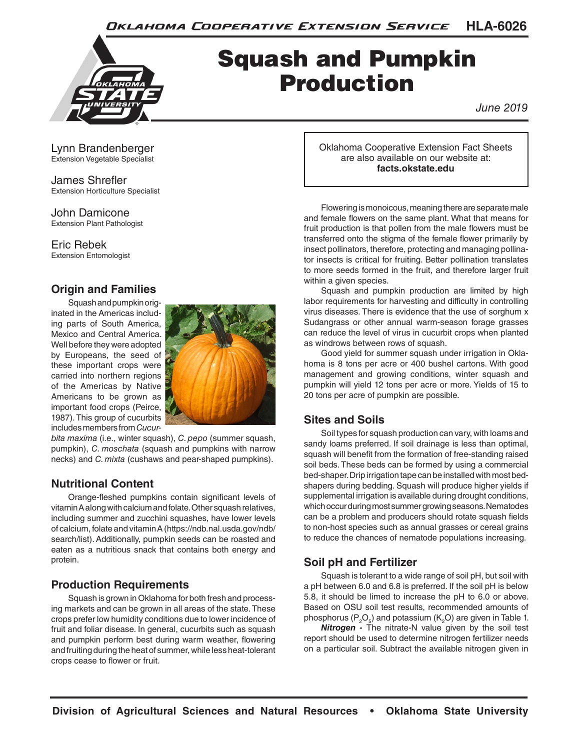# Squash and Pumpkin Production

June 2019

Lynn Brandenberger
Extension Vegetable Specialist

James Shrefler
Extension Horticulture Specialist

John Damicone
Extension Plant Pathologist

Eric Rebek
Extension Entomologist

Oklahoma Cooperative Extension Fact Sheets are also available on our website at: **facts.okstate.edu**

## Origin and Families

Squash and pumpkin originated in the Americas including parts of South America, Mexico and Central America. Well before they were adopted by Europeans, the seed of these important crops were carried into northern regions of the Americas by Native Americans to be grown as important food crops (Peirce, 1987). This group of cucurbits includes members from *Cucurbita maxima* (i.e., winter squash), *C. pepo* (summer squash, pumpkin), *C. moschata* (squash and pumpkins with narrow necks) and *C. mixta* (cushaws and pear-shaped pumpkins).

## Nutritional Content

Orange-fleshed pumpkins contain significant levels of vitamin A along with calcium and folate. Other squash relatives, including summer and zucchini squashes, have lower levels of calcium, folate and vitamin A (https://ndb.nal.usda.gov/ndb/search/list). Additionally, pumpkin seeds can be roasted and eaten as a nutritious snack that contains both energy and protein.

## Production Requirements

Squash is grown in Oklahoma for both fresh and processing markets and can be grown in all areas of the state. These crops prefer low humidity conditions due to lower incidence of fruit and foliar disease. In general, cucurbits such as squash and pumpkin perform best during warm weather, flowering and fruiting during the heat of summer, while less heat-tolerant crops cease to flower or fruit.

Flowering is monoicous, meaning there are separate male and female flowers on the same plant. What that means for fruit production is that pollen from the male flowers must be transferred onto the stigma of the female flower primarily by insect pollinators, therefore, protecting and managing pollinator insects is critical for fruiting. Better pollination translates to more seeds formed in the fruit, and therefore larger fruit within a given species.

Squash and pumpkin production are limited by high labor requirements for harvesting and difficulty in controlling virus diseases. There is evidence that the use of sorghum x Sudangrass or other annual warm-season forage grasses can reduce the level of virus in cucurbit crops when planted as windrows between rows of squash.

Good yield for summer squash under irrigation in Oklahoma is 8 tons per acre or 400 bushel cartons. With good management and growing conditions, winter squash and pumpkin will yield 12 tons per acre or more. Yields of 15 to 20 tons per acre of pumpkin are possible.

## Sites and Soils

Soil types for squash production can vary, with loams and sandy loams preferred. If soil drainage is less than optimal, squash will benefit from the formation of free-standing raised soil beds. These beds can be formed by using a commercial bed-shaper. Drip irrigation tape can be installed with most bed-shapers during bedding. Squash will produce higher yields if supplemental irrigation is available during drought conditions, which occur during most summer growing seasons. Nematodes can be a problem and producers should rotate squash fields to non-host species such as annual grasses or cereal grains to reduce the chances of nematode populations increasing.

## Soil pH and Fertilizer

Squash is tolerant to a wide range of soil pH, but soil with a pH between 6.0 and 6.8 is preferred. If the soil pH is below 5.8, it should be limed to increase the pH to 6.0 or above. Based on OSU soil test results, recommended amounts of phosphorus ($P_2O_5$) and potassium ($K_2O$) are given in Table 1.

***Nitrogen -*** The nitrate-N value given by the soil test report should be used to determine nitrogen fertilizer needs on a particular soil. Subtract the available nitrogen given in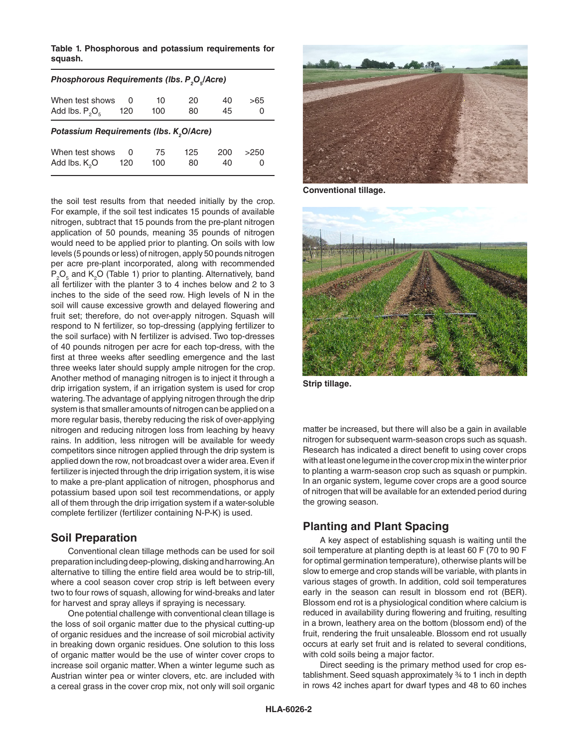**Table 1. Phosphorous and potassium requirements for squash.**

| *Phosphorous Requirements (lbs. $P_2O_5$/Acre)* | | | | | |
|---|---|---|---|---|---|
| When test shows | 0 | 10 | 20 | 40 | >65 |
| Add lbs. $P_2O_5$ | 120 | 100 | 80 | 45 | 0 |
| ***Potassium Requirements (lbs. $K_2O$/Acre)*** | | | | | |
| When test shows | 0 | 75 | 125 | 200 | >250 |
| Add lbs. $K_2O$ | 120 | 100 | 80 | 40 | 0 |

the soil test results from that needed initially by the crop. For example, if the soil test indicates 15 pounds of available nitrogen, subtract that 15 pounds from the pre-plant nitrogen application of 50 pounds, meaning 35 pounds of nitrogen would need to be applied prior to planting. On soils with low levels (5 pounds or less) of nitrogen, apply 50 pounds nitrogen per acre pre-plant incorporated, along with recommended $P_2O_5$ and $K_2O$ (Table 1) prior to planting. Alternatively, band all fertilizer with the planter 3 to 4 inches below and 2 to 3 inches to the side of the seed row. High levels of N in the soil will cause excessive growth and delayed flowering and fruit set; therefore, do not over-apply nitrogen. Squash will respond to N fertilizer, so top-dressing (applying fertilizer to the soil surface) with N fertilizer is advised. Two top-dresses of 40 pounds nitrogen per acre for each top-dress, with the first at three weeks after seedling emergence and the last three weeks later should supply ample nitrogen for the crop. Another method of managing nitrogen is to inject it through a drip irrigation system, if an irrigation system is used for crop watering. The advantage of applying nitrogen through the drip system is that smaller amounts of nitrogen can be applied on a more regular basis, thereby reducing the risk of over-applying nitrogen and reducing nitrogen loss from leaching by heavy rains. In addition, less nitrogen will be available for weedy competitors since nitrogen applied through the drip system is applied down the row, not broadcast over a wider area. Even if fertilizer is injected through the drip irrigation system, it is wise to make a pre-plant application of nitrogen, phosphorus and potassium based upon soil test recommendations, or apply all of them through the drip irrigation system if a water-soluble complete fertilizer (fertilizer containing N-P-K) is used.

## Soil Preparation

Conventional clean tillage methods can be used for soil preparation including deep-plowing, disking and harrowing. An alternative to tilling the entire field area would be to strip-till, where a cool season cover crop strip is left between every two to four rows of squash, allowing for wind-breaks and later for harvest and spray alleys if spraying is necessary.

One potential challenge with conventional clean tillage is the loss of soil organic matter due to the physical cutting-up of organic residues and the increase of soil microbial activity in breaking down organic residues. One solution to this loss of organic matter would be the use of winter cover crops to increase soil organic matter. When a winter legume such as Austrian winter pea or winter clovers, etc. are included with a cereal grass in the cover crop mix, not only will soil organic matter be increased, but there will also be a gain in available nitrogen for subsequent warm-season crops such as squash. Research has indicated a direct benefit to using cover crops with at least one legume in the cover crop mix in the winter prior to planting a warm-season crop such as squash or pumpkin. In an organic system, legume cover crops are a good source of nitrogen that will be available for an extended period during the growing season.

**Conventional tillage.**

**Strip tillage.**

## Planting and Plant Spacing

A key aspect of establishing squash is waiting until the soil temperature at planting depth is at least 60 F (70 to 90 F for optimal germination temperature), otherwise plants will be slow to emerge and crop stands will be variable, with plants in various stages of growth. In addition, cold soil temperatures early in the season can result in blossom end rot (BER). Blossom end rot is a physiological condition where calcium is reduced in availability during flowering and fruiting, resulting in a brown, leathery area on the bottom (blossom end) of the fruit, rendering the fruit unsaleable. Blossom end rot usually occurs at early set fruit and is related to several conditions, with cold soils being a major factor.

Direct seeding is the primary method used for crop establishment. Seed squash approximately ¾ to 1 inch in depth in rows 42 inches apart for dwarf types and 48 to 60 inches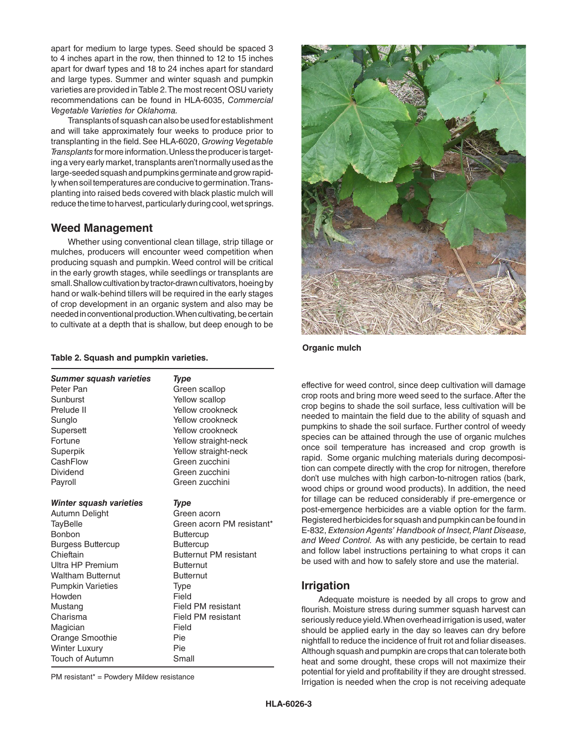apart for medium to large types. Seed should be spaced 3 to 4 inches apart in the row, then thinned to 12 to 15 inches apart for dwarf types and 18 to 24 inches apart for standard and large types. Summer and winter squash and pumpkin varieties are provided in Table 2. The most recent OSU variety recommendations can be found in HLA-6035, *Commercial Vegetable Varieties for Oklahoma.*

Transplants of squash can also be used for establishment and will take approximately four weeks to produce prior to transplanting in the field. See HLA-6020, *Growing Vegetable Transplants* for more information. Unless the producer is targeting a very early market, transplants aren't normally used as the large-seeded squash and pumpkins germinate and grow rapidly when soil temperatures are conducive to germination. Transplanting into raised beds covered with black plastic mulch will reduce the time to harvest, particularly during cool, wet springs.

## Weed Management

Whether using conventional clean tillage, strip tillage or mulches, producers will encounter weed competition when producing squash and pumpkin. Weed control will be critical in the early growth stages, while seedlings or transplants are small. Shallow cultivation by tractor-drawn cultivators, hoeing by hand or walk-behind tillers will be required in the early stages of crop development in an organic system and also may be needed in conventional production. When cultivating, be certain to cultivate at a depth that is shallow, but deep enough to be effective for weed control, since deep cultivation will damage crop roots and bring more weed seed to the surface. After the crop begins to shade the soil surface, less cultivation will be needed to maintain the field due to the ability of squash and pumpkins to shade the soil surface. Further control of weedy species can be attained through the use of organic mulches once soil temperature has increased and crop growth is rapid. Some organic mulching materials during decomposition can compete directly with the crop for nitrogen, therefore don't use mulches with high carbon-to-nitrogen ratios (bark, wood chips or ground wood products). In addition, the need for tillage can be reduced considerably if pre-emergence or post-emergence herbicides are a viable option for the farm. Registered herbicides for squash and pumpkin can be found in E-832, *Extension Agents' Handbook of Insect, Plant Disease, and Weed Control.* As with any pesticide, be certain to read and follow label instructions pertaining to what crops it can be used with and how to safely store and use the material.

**Organic mulch**

**Table 2. Squash and pumpkin varieties.**

| ***Summer squash varieties*** | ***Type*** |
|---|---|
| Peter Pan | Green scallop |
| Sunburst | Yellow scallop |
| Prelude II | Yellow crookneck |
| Sunglo | Yellow crookneck |
| Supersett | Yellow crookneck |
| Fortune | Yellow straight-neck |
| Superpik | Yellow straight-neck |
| CashFlow | Green zucchini |
| Dividend | Green zucchini |
| Payroll | Green zucchini |
| ***Winter squash varieties*** | ***Type*** |
| Autumn Delight | Green acorn |
| TayBelle | Green acorn PM resistant* |
| Bonbon | Buttercup |
| Burgess Buttercup | Buttercup |
| Chieftain | Butternut PM resistant |
| Ultra HP Premium | Butternut |
| Waltham Butternut | Butternut |
| Pumpkin Varieties | Type |
| Howden | Field |
| Mustang | Field PM resistant |
| Charisma | Field PM resistant |
| Magician | Field |
| Orange Smoothie | Pie |
| Winter Luxury | Pie |
| Touch of Autumn | Small |

PM resistant* = Powdery Mildew resistance

## Irrigation

Adequate moisture is needed by all crops to grow and flourish. Moisture stress during summer squash harvest can seriously reduce yield. When overhead irrigation is used, water should be applied early in the day so leaves can dry before nightfall to reduce the incidence of fruit rot and foliar diseases. Although squash and pumpkin are crops that can tolerate both heat and some drought, these crops will not maximize their potential for yield and profitability if they are drought stressed. Irrigation is needed when the crop is not receiving adequate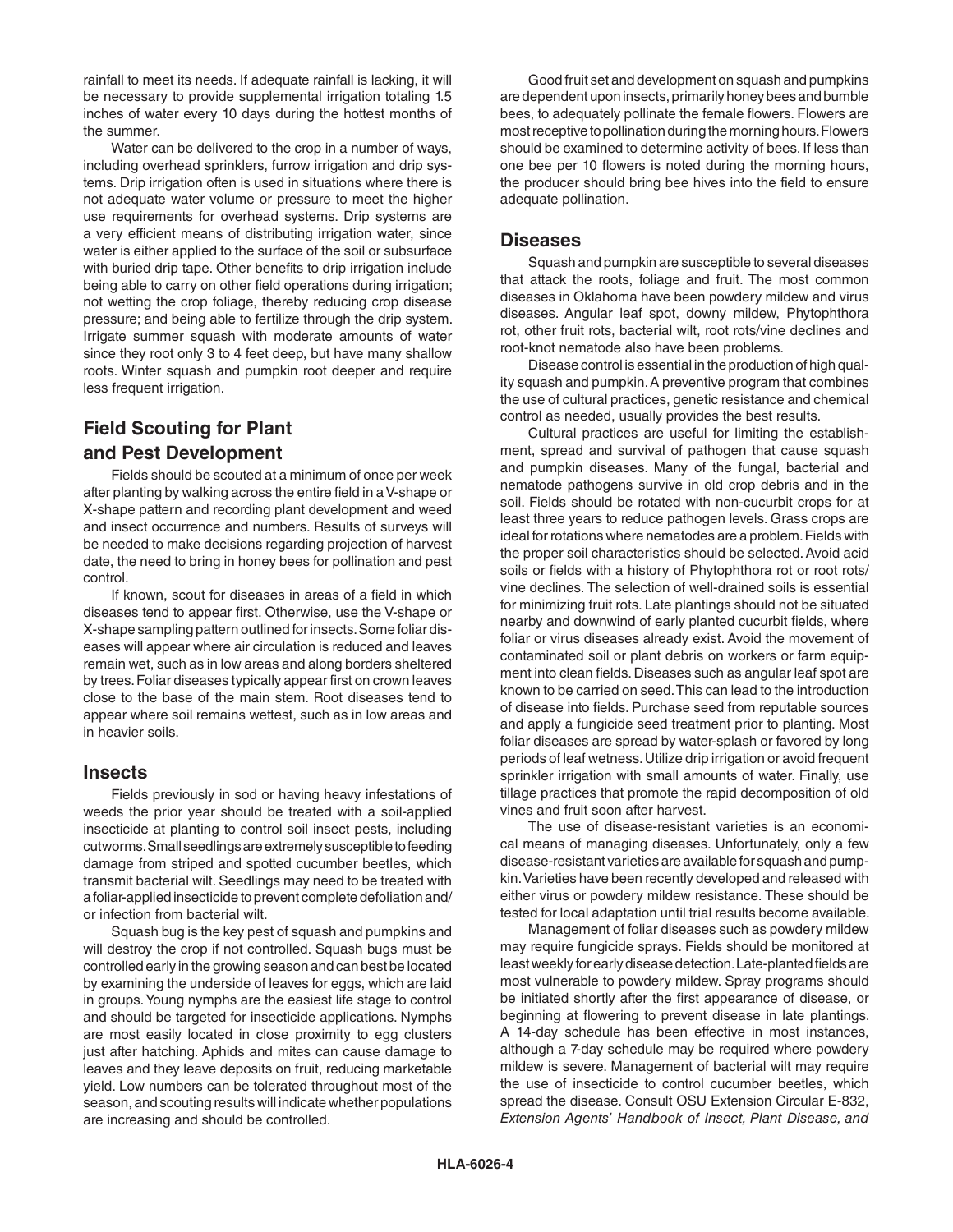rainfall to meet its needs. If adequate rainfall is lacking, it will be necessary to provide supplemental irrigation totaling 1.5 inches of water every 10 days during the hottest months of the summer.

Water can be delivered to the crop in a number of ways, including overhead sprinklers, furrow irrigation and drip systems. Drip irrigation often is used in situations where there is not adequate water volume or pressure to meet the higher use requirements for overhead systems. Drip systems are a very efficient means of distributing irrigation water, since water is either applied to the surface of the soil or subsurface with buried drip tape. Other benefits to drip irrigation include being able to carry on other field operations during irrigation; not wetting the crop foliage, thereby reducing crop disease pressure; and being able to fertilize through the drip system. Irrigate summer squash with moderate amounts of water since they root only 3 to 4 feet deep, but have many shallow roots. Winter squash and pumpkin root deeper and require less frequent irrigation.

## Field Scouting for Plant and Pest Development

Fields should be scouted at a minimum of once per week after planting by walking across the entire field in a V-shape or X-shape pattern and recording plant development and weed and insect occurrence and numbers. Results of surveys will be needed to make decisions regarding projection of harvest date, the need to bring in honey bees for pollination and pest control.

If known, scout for diseases in areas of a field in which diseases tend to appear first. Otherwise, use the V-shape or X-shape sampling pattern outlined for insects. Some foliar diseases will appear where air circulation is reduced and leaves remain wet, such as in low areas and along borders sheltered by trees. Foliar diseases typically appear first on crown leaves close to the base of the main stem. Root diseases tend to appear where soil remains wettest, such as in low areas and in heavier soils.

## Insects

Fields previously in sod or having heavy infestations of weeds the prior year should be treated with a soil-applied insecticide at planting to control soil insect pests, including cutworms. Small seedlings are extremely susceptible to feeding damage from striped and spotted cucumber beetles, which transmit bacterial wilt. Seedlings may need to be treated with a foliar-applied insecticide to prevent complete defoliation and/or infection from bacterial wilt.

Squash bug is the key pest of squash and pumpkins and will destroy the crop if not controlled. Squash bugs must be controlled early in the growing season and can best be located by examining the underside of leaves for eggs, which are laid in groups. Young nymphs are the easiest life stage to control and should be targeted for insecticide applications. Nymphs are most easily located in close proximity to egg clusters just after hatching. Aphids and mites can cause damage to leaves and they leave deposits on fruit, reducing marketable yield. Low numbers can be tolerated throughout most of the season, and scouting results will indicate whether populations are increasing and should be controlled.

Good fruit set and development on squash and pumpkins are dependent upon insects, primarily honey bees and bumble bees, to adequately pollinate the female flowers. Flowers are most receptive to pollination during the morning hours. Flowers should be examined to determine activity of bees. If less than one bee per 10 flowers is noted during the morning hours, the producer should bring bee hives into the field to ensure adequate pollination.

## Diseases

Squash and pumpkin are susceptible to several diseases that attack the roots, foliage and fruit. The most common diseases in Oklahoma have been powdery mildew and virus diseases. Angular leaf spot, downy mildew, Phytophthora rot, other fruit rots, bacterial wilt, root rots/vine declines and root-knot nematode also have been problems.

Disease control is essential in the production of high quality squash and pumpkin. A preventive program that combines the use of cultural practices, genetic resistance and chemical control as needed, usually provides the best results.

Cultural practices are useful for limiting the establishment, spread and survival of pathogen that cause squash and pumpkin diseases. Many of the fungal, bacterial and nematode pathogens survive in old crop debris and in the soil. Fields should be rotated with non-cucurbit crops for at least three years to reduce pathogen levels. Grass crops are ideal for rotations where nematodes are a problem. Fields with the proper soil characteristics should be selected. Avoid acid soils or fields with a history of Phytophthora rot or root rots/vine declines. The selection of well-drained soils is essential for minimizing fruit rots. Late plantings should not be situated nearby and downwind of early planted cucurbit fields, where foliar or virus diseases already exist. Avoid the movement of contaminated soil or plant debris on workers or farm equipment into clean fields. Diseases such as angular leaf spot are known to be carried on seed. This can lead to the introduction of disease into fields. Purchase seed from reputable sources and apply a fungicide seed treatment prior to planting. Most foliar diseases are spread by water-splash or favored by long periods of leaf wetness. Utilize drip irrigation or avoid frequent sprinkler irrigation with small amounts of water. Finally, use tillage practices that promote the rapid decomposition of old vines and fruit soon after harvest.

The use of disease-resistant varieties is an economical means of managing diseases. Unfortunately, only a few disease-resistant varieties are available for squash and pumpkin. Varieties have been recently developed and released with either virus or powdery mildew resistance. These should be tested for local adaptation until trial results become available.

Management of foliar diseases such as powdery mildew may require fungicide sprays. Fields should be monitored at least weekly for early disease detection. Late-planted fields are most vulnerable to powdery mildew. Spray programs should be initiated shortly after the first appearance of disease, or beginning at flowering to prevent disease in late plantings. A 14-day schedule has been effective in most instances, although a 7-day schedule may be required where powdery mildew is severe. Management of bacterial wilt may require the use of insecticide to control cucumber beetles, which spread the disease. Consult OSU Extension Circular E-832, *Extension Agents' Handbook of Insect, Plant Disease, and*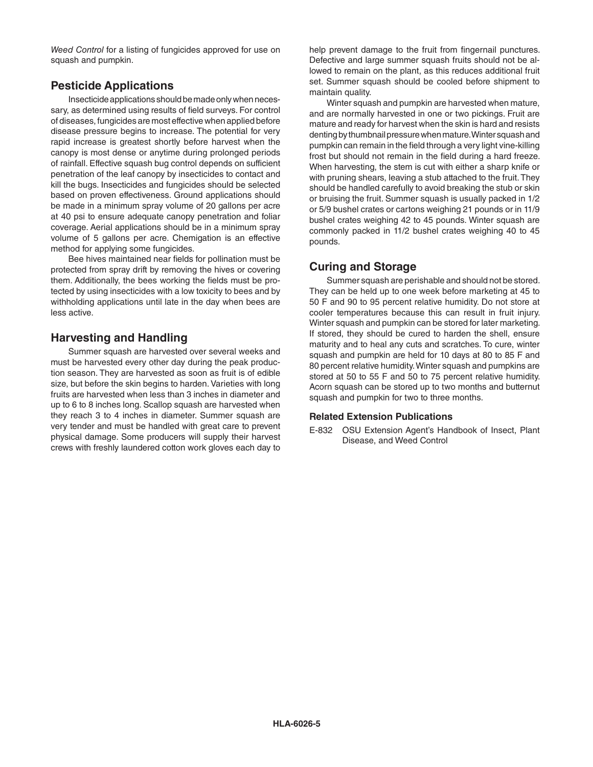*Weed Control* for a listing of fungicides approved for use on squash and pumpkin.

## Pesticide Applications

Insecticide applications should be made only when necessary, as determined using results of field surveys. For control of diseases, fungicides are most effective when applied before disease pressure begins to increase. The potential for very rapid increase is greatest shortly before harvest when the canopy is most dense or anytime during prolonged periods of rainfall. Effective squash bug control depends on sufficient penetration of the leaf canopy by insecticides to contact and kill the bugs. Insecticides and fungicides should be selected based on proven effectiveness. Ground applications should be made in a minimum spray volume of 20 gallons per acre at 40 psi to ensure adequate canopy penetration and foliar coverage. Aerial applications should be in a minimum spray volume of 5 gallons per acre. Chemigation is an effective method for applying some fungicides.

Bee hives maintained near fields for pollination must be protected from spray drift by removing the hives or covering them. Additionally, the bees working the fields must be protected by using insecticides with a low toxicity to bees and by withholding applications until late in the day when bees are less active.

## Harvesting and Handling

Summer squash are harvested over several weeks and must be harvested every other day during the peak production season. They are harvested as soon as fruit is of edible size, but before the skin begins to harden. Varieties with long fruits are harvested when less than 3 inches in diameter and up to 6 to 8 inches long. Scallop squash are harvested when they reach 3 to 4 inches in diameter. Summer squash are very tender and must be handled with great care to prevent physical damage. Some producers will supply their harvest crews with freshly laundered cotton work gloves each day to help prevent damage to the fruit from fingernail punctures. Defective and large summer squash fruits should not be allowed to remain on the plant, as this reduces additional fruit set. Summer squash should be cooled before shipment to maintain quality.

Winter squash and pumpkin are harvested when mature, and are normally harvested in one or two pickings. Fruit are mature and ready for harvest when the skin is hard and resists denting by thumbnail pressure when mature. Winter squash and pumpkin can remain in the field through a very light vine-killing frost but should not remain in the field during a hard freeze. When harvesting, the stem is cut with either a sharp knife or with pruning shears, leaving a stub attached to the fruit. They should be handled carefully to avoid breaking the stub or skin or bruising the fruit. Summer squash is usually packed in 1/2 or 5/9 bushel crates or cartons weighing 21 pounds or in 11/9 bushel crates weighing 42 to 45 pounds. Winter squash are commonly packed in 11/2 bushel crates weighing 40 to 45 pounds.

## Curing and Storage

Summer squash are perishable and should not be stored. They can be held up to one week before marketing at 45 to 50 F and 90 to 95 percent relative humidity. Do not store at cooler temperatures because this can result in fruit injury. Winter squash and pumpkin can be stored for later marketing. If stored, they should be cured to harden the shell, ensure maturity and to heal any cuts and scratches. To cure, winter squash and pumpkin are held for 10 days at 80 to 85 F and 80 percent relative humidity. Winter squash and pumpkins are stored at 50 to 55 F and 50 to 75 percent relative humidity. Acorn squash can be stored up to two months and butternut squash and pumpkin for two to three months.

### Related Extension Publications

E-832 OSU Extension Agent's Handbook of Insect, Plant Disease, and Weed Control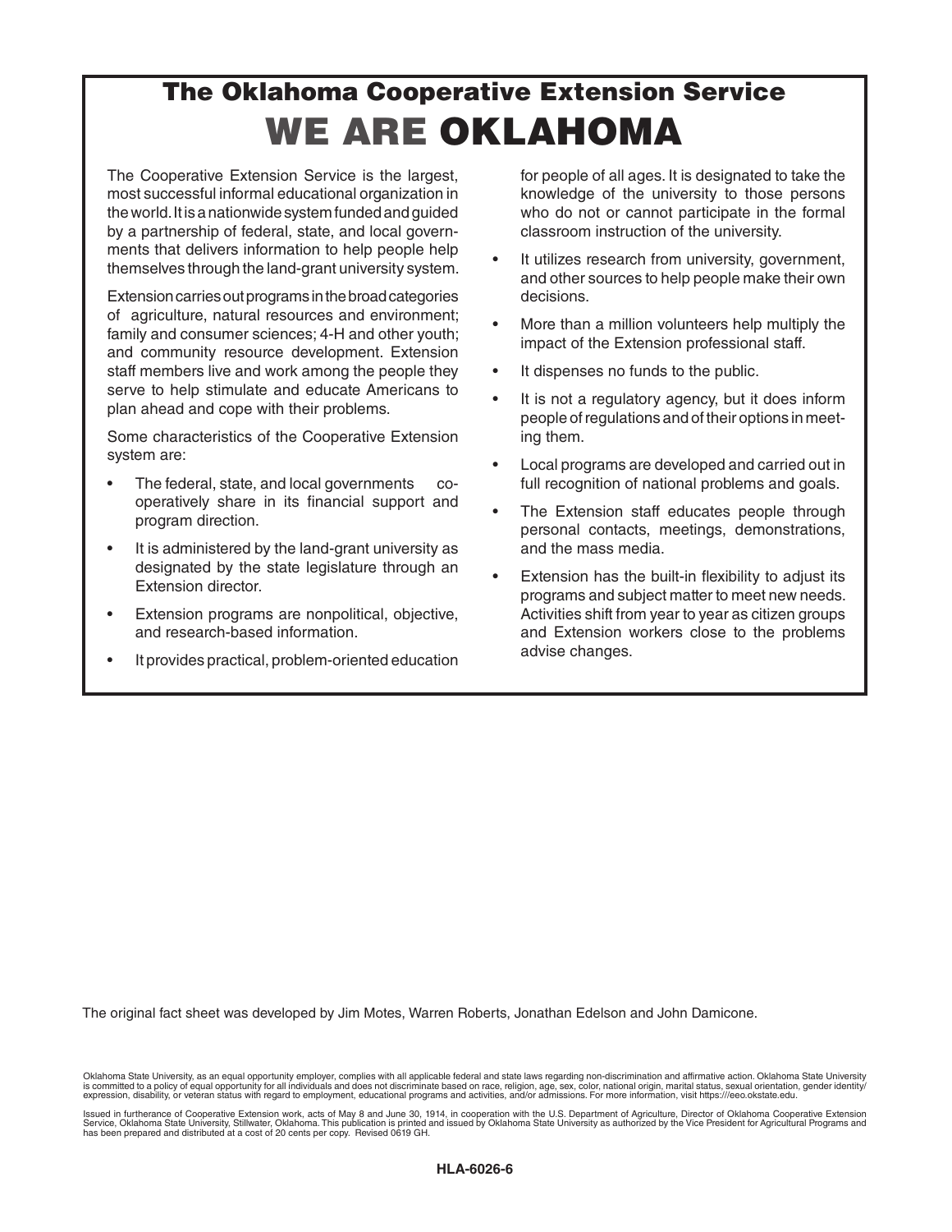# The Oklahoma Cooperative Extension Service

## WE ARE OKLAHOMA

The Cooperative Extension Service is the largest, most successful informal educational organization in the world. It is a nationwide system funded and guided by a partnership of federal, state, and local governments that delivers information to help people help themselves through the land-grant university system.

Extension carries out programs in the broad categories of agriculture, natural resources and environment; family and consumer sciences; 4-H and other youth; and community resource development. Extension staff members live and work among the people they serve to help stimulate and educate Americans to plan ahead and cope with their problems.

Some characteristics of the Cooperative Extension system are:

- The federal, state, and local governments cooperatively share in its financial support and program direction.
- It is administered by the land-grant university as designated by the state legislature through an Extension director.
- Extension programs are nonpolitical, objective, and research-based information.
- It provides practical, problem-oriented education for people of all ages. It is designated to take the knowledge of the university to those persons who do not or cannot participate in the formal classroom instruction of the university.
- It utilizes research from university, government, and other sources to help people make their own decisions.
- More than a million volunteers help multiply the impact of the Extension professional staff.
- It dispenses no funds to the public.
- It is not a regulatory agency, but it does inform people of regulations and of their options in meeting them.
- Local programs are developed and carried out in full recognition of national problems and goals.
- The Extension staff educates people through personal contacts, meetings, demonstrations, and the mass media.
- Extension has the built-in flexibility to adjust its programs and subject matter to meet new needs. Activities shift from year to year as citizen groups and Extension workers close to the problems advise changes.

The original fact sheet was developed by Jim Motes, Warren Roberts, Jonathan Edelson and John Damicone.

Oklahoma State University, as an equal opportunity employer, complies with all applicable federal and state laws regarding non-discrimination and affirmative action. Oklahoma State University is committed to a policy of equal opportunity for all individuals and does not discriminate based on race, religion, age, sex, color, national origin, marital status, sexual orientation, gender identity/expression, disability, or veteran status with regard to employment, educational programs and activities, and/or admissions. For more information, visit https:///eeo.okstate.edu.

Issued in furtherance of Cooperative Extension work, acts of May 8 and June 30, 1914, in cooperation with the U.S. Department of Agriculture, Director of Oklahoma Cooperative Extension Service, Oklahoma State University, Stillwater, Oklahoma. This publication is printed and issued by Oklahoma State University as authorized by the Vice President for Agricultural Programs and has been prepared and distributed at a cost of 20 cents per copy. Revised 0619 GH.

**HLA-6026-6**